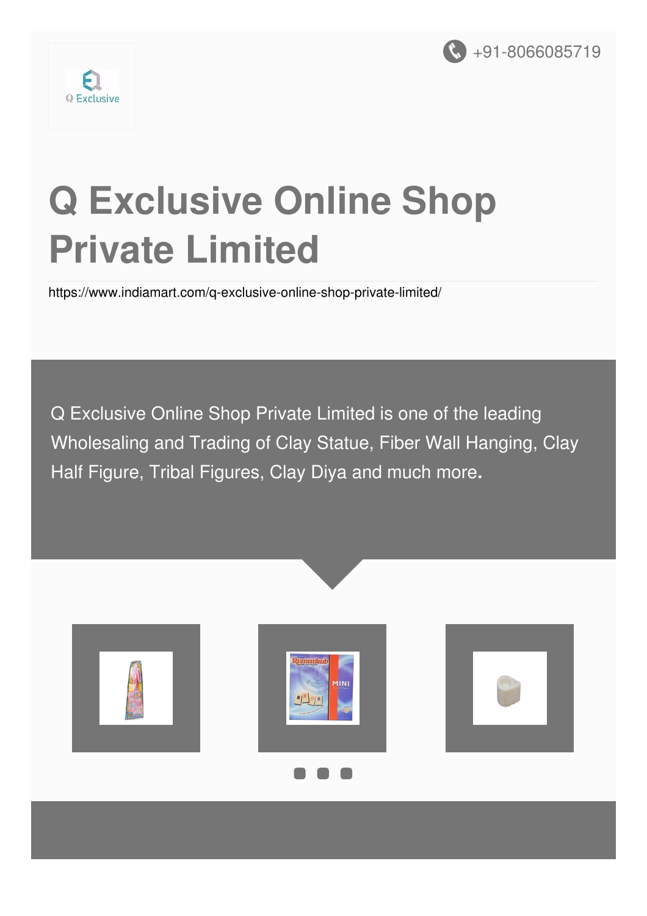+91-8066085719

# Q Exclusive Online Shop Private Limited

https://www.indiamart.com/q-exclusive-online-shop-private-limited/

Q Exclusive Online Shop Private Limited is one of the leading Wholesaling and Trading of Clay Statue, Fiber Wall Hanging, Clay Half Figure, Tribal Figures, Clay Diya and much more.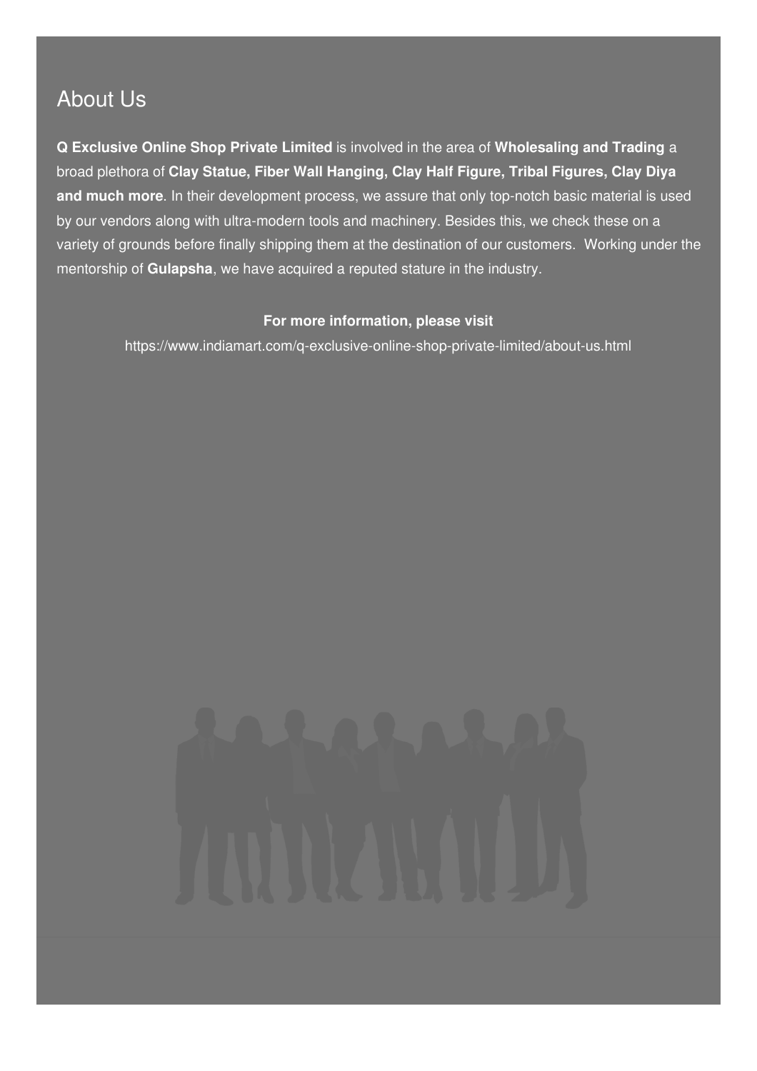## About Us

**Q Exclusive Online Shop Private Limited** is involved in the area of **Wholesaling and Trading** a broad plethora of **Clay Statue, Fiber Wall Hanging, Clay Half Figure, Tribal Figures, Clay Diya and much more**. In their development process, we assure that only top-notch basic material is used by our vendors along with ultra-modern tools and machinery. Besides this, we check these on a variety of grounds before finally shipping them at the destination of our customers. Working under the mentorship of **Gulapsha**, we have acquired a reputed stature in the industry.

**For more information, please visit**

https://www.indiamart.com/q-exclusive-online-shop-private-limited/about-us.html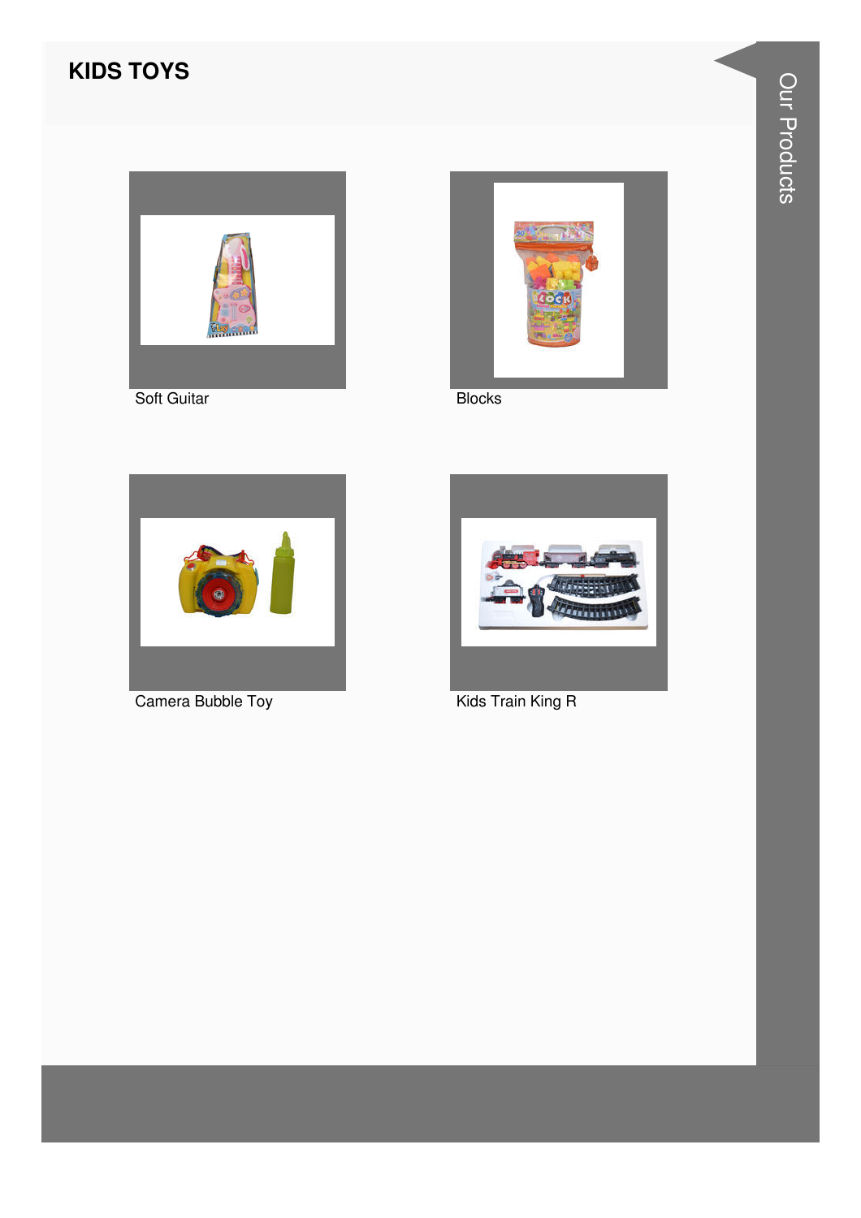# KIDS TOYS

Soft Guitar

Blocks

Camera Bubble Toy

Kids Train King R

Our Products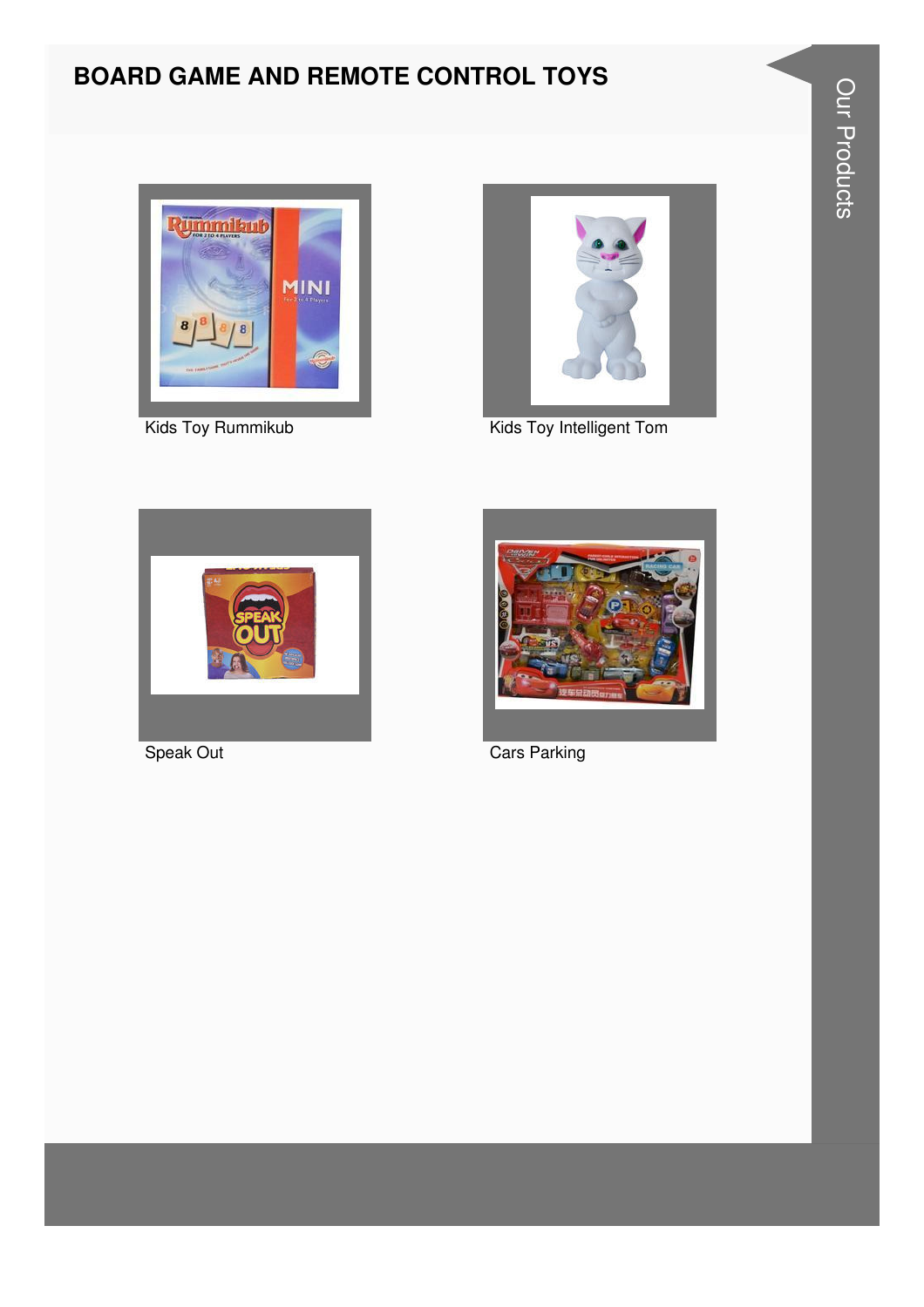# BOARD GAME AND REMOTE CONTROL TOYS

Kids Toy Rummikub

Kids Toy Intelligent Tom

Speak Out

Cars Parking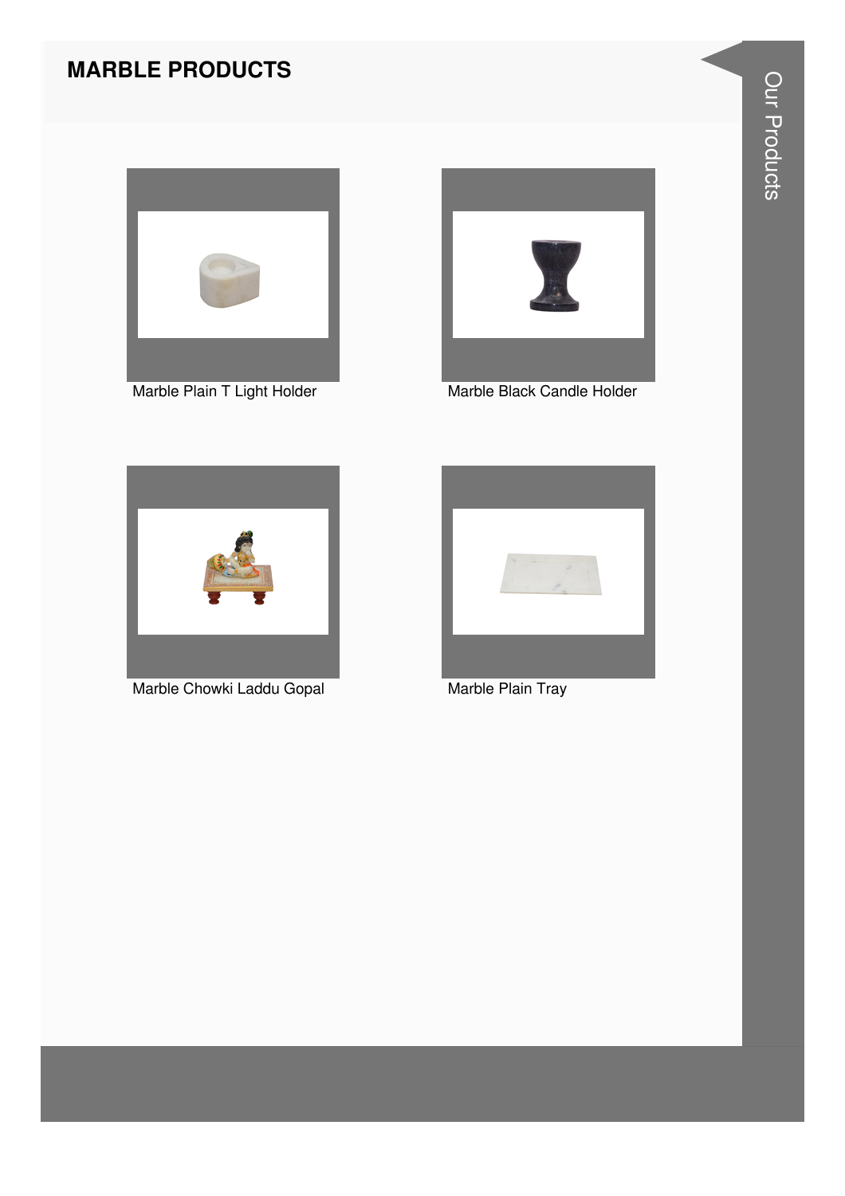# MARBLE PRODUCTS

Marble Plain T Light Holder

Marble Black Candle Holder

Marble Chowki Laddu Gopal

Marble Plain Tray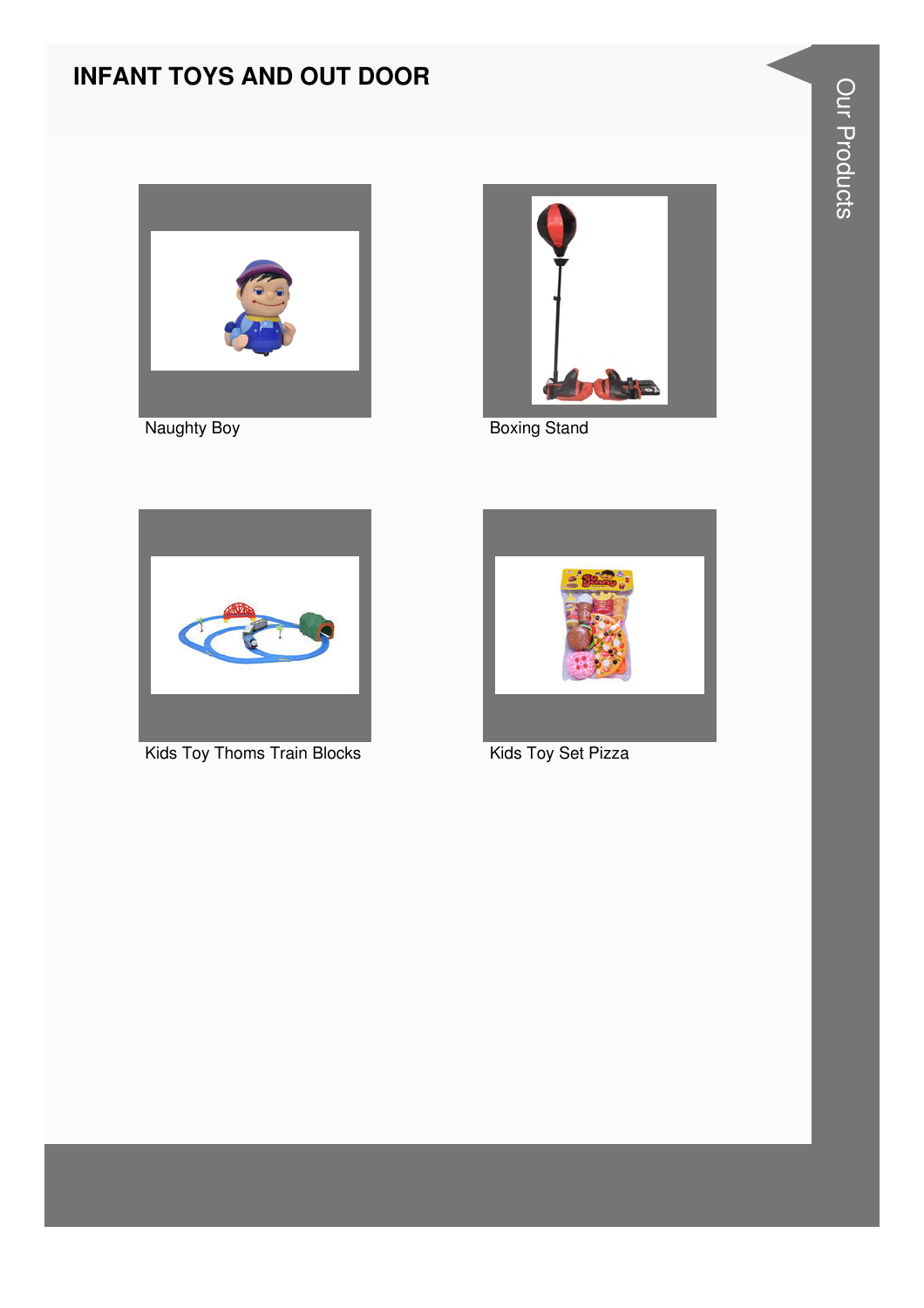# INFANT TOYS AND OUT DOOR

Naughty Boy

Boxing Stand

Kids Toy Thoms Train Blocks

Kids Toy Set Pizza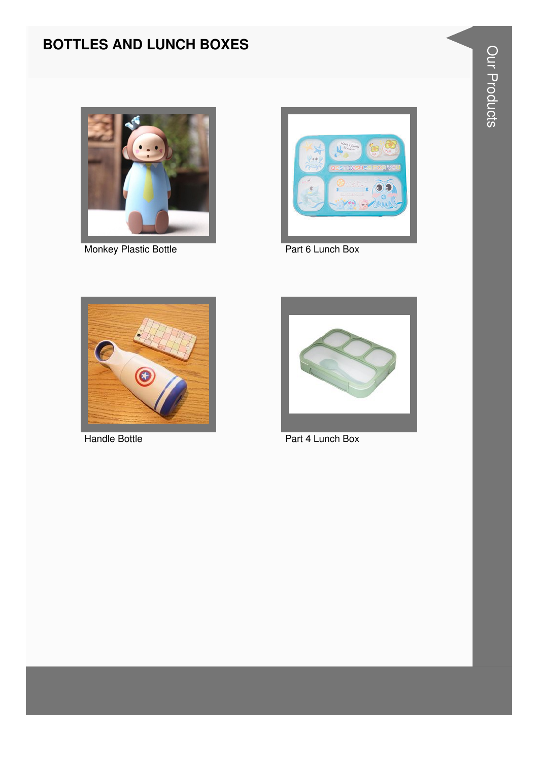# BOTTLES AND LUNCH BOXES

Monkey Plastic Bottle

Part 6 Lunch Box

Handle Bottle

Part 4 Lunch Box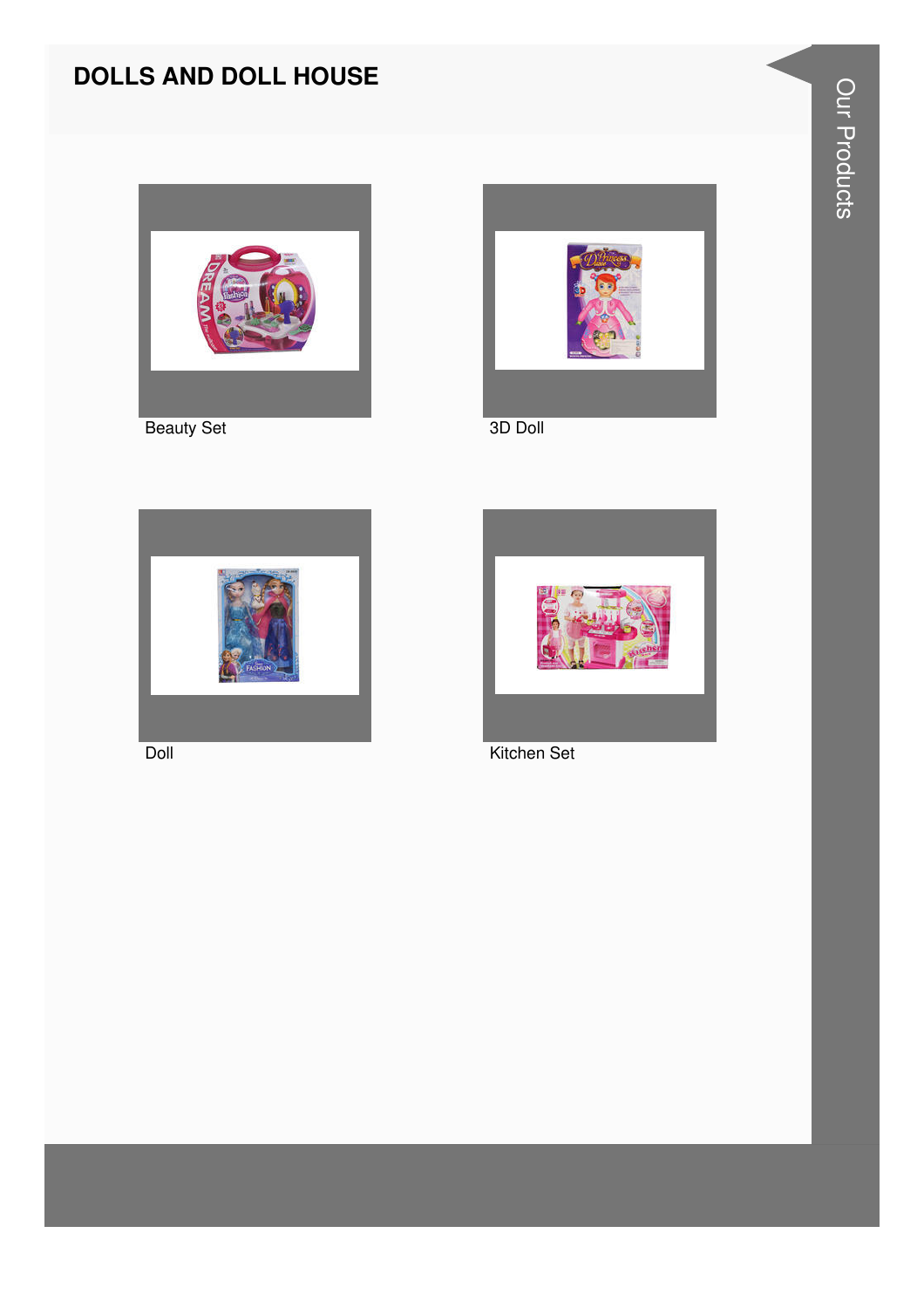# DOLLS AND DOLL HOUSE

Beauty Set

3D Doll

Doll

Kitchen Set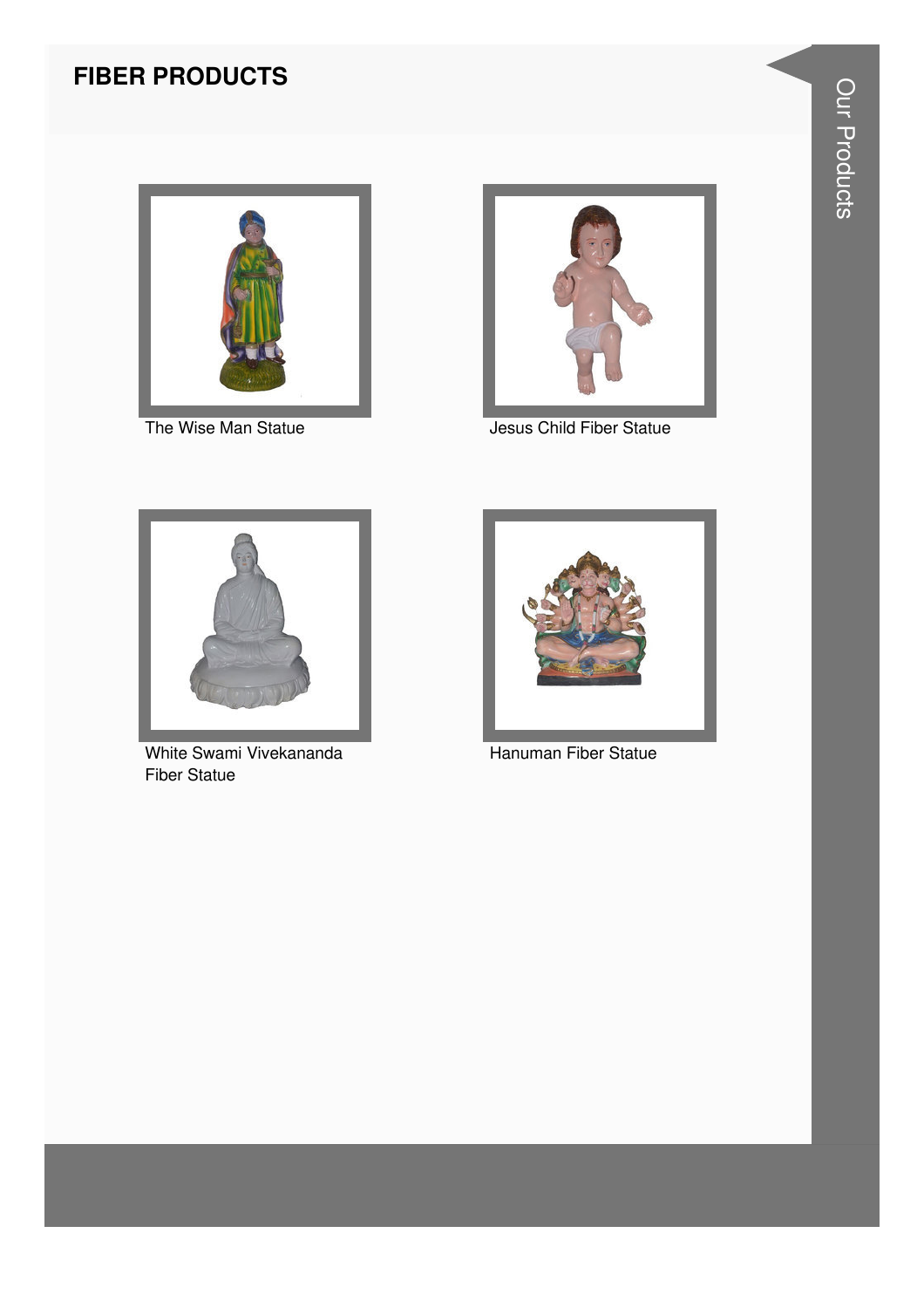# FIBER PRODUCTS

The Wise Man Statue

Jesus Child Fiber Statue

White Swami Vivekananda Fiber Statue

Hanuman Fiber Statue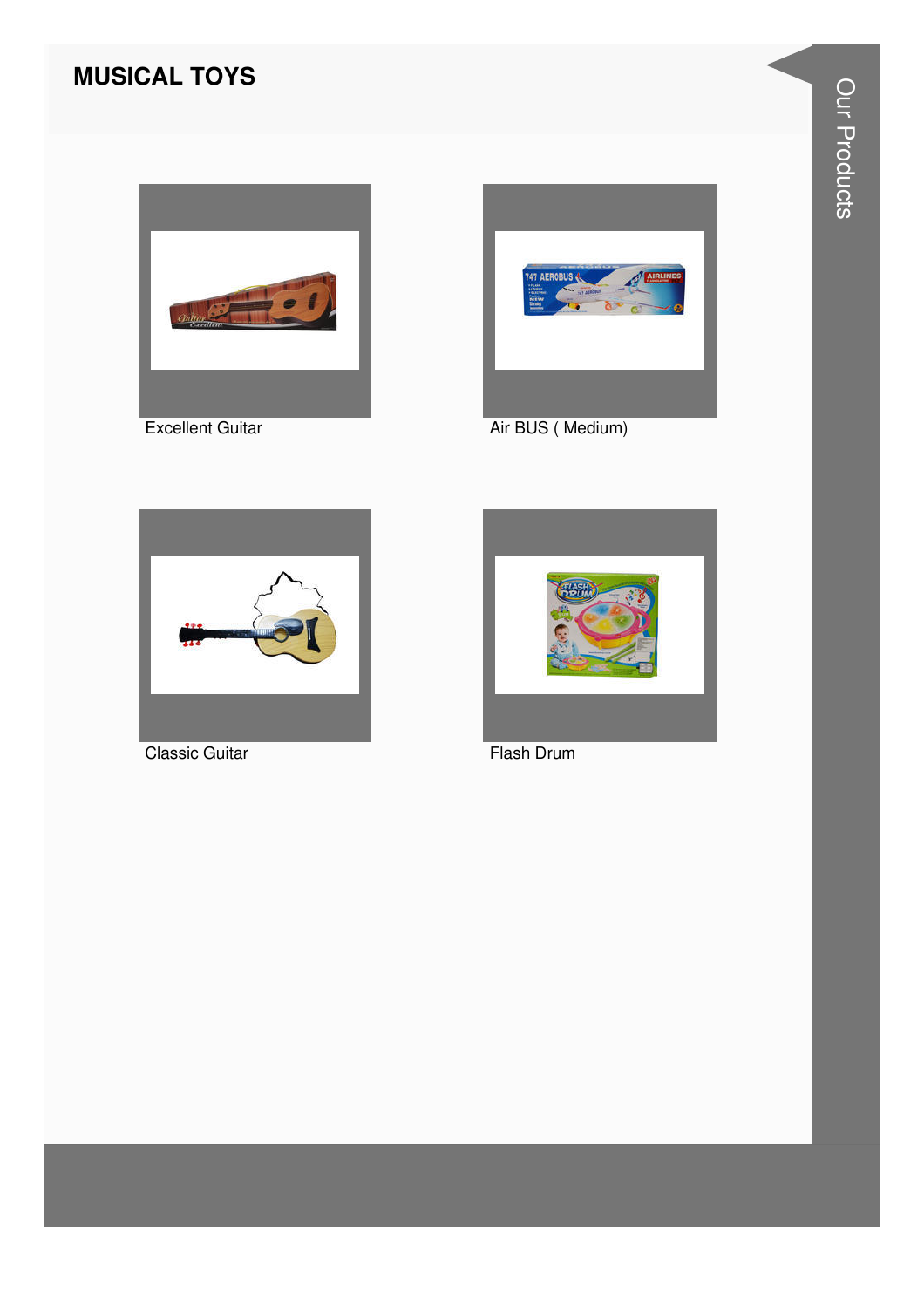# MUSICAL TOYS

Excellent Guitar

Air BUS ( Medium)

Classic Guitar

Flash Drum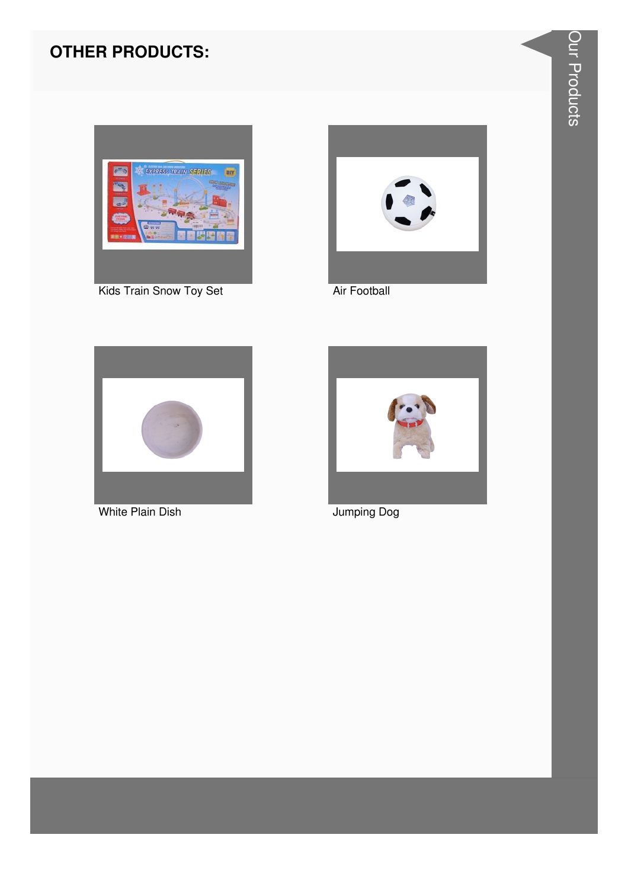## OTHER PRODUCTS:

Kids Train Snow Toy Set

Air Football

White Plain Dish

Jumping Dog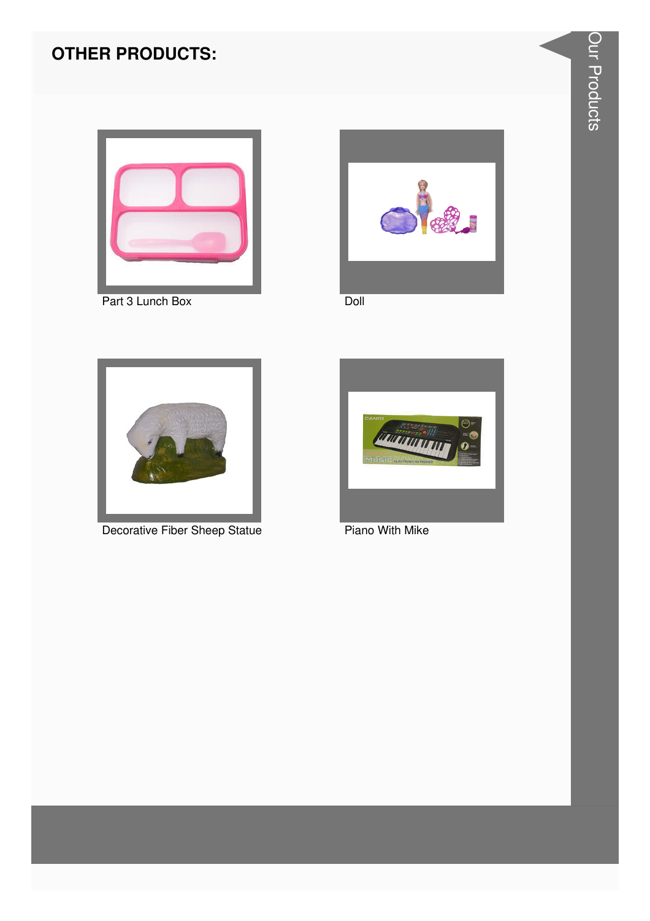## OTHER PRODUCTS:

Part 3 Lunch Box

Doll

Decorative Fiber Sheep Statue

Piano With Mike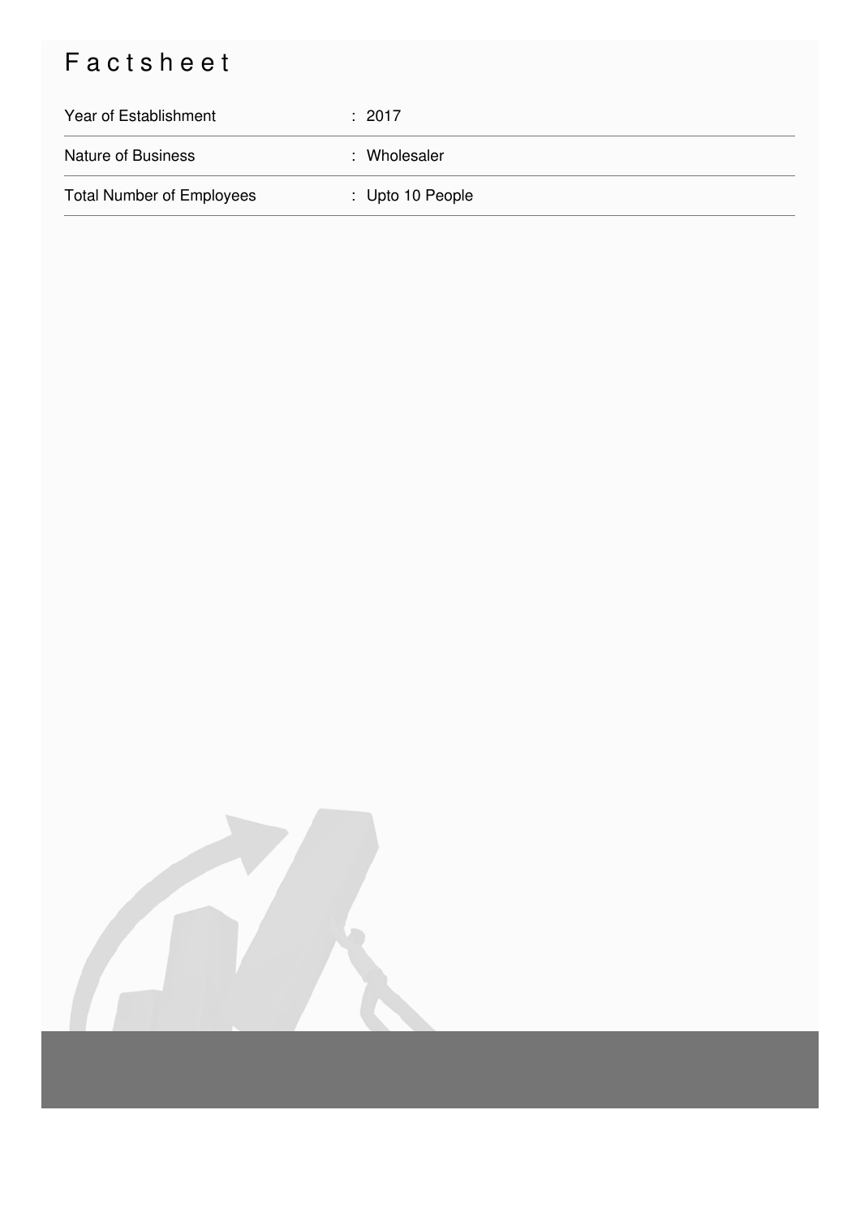# Factsheet

| | |
|---|---|
| Year of Establishment | : 2017 |
| Nature of Business | : Wholesaler |
| Total Number of Employees | : Upto 10 People |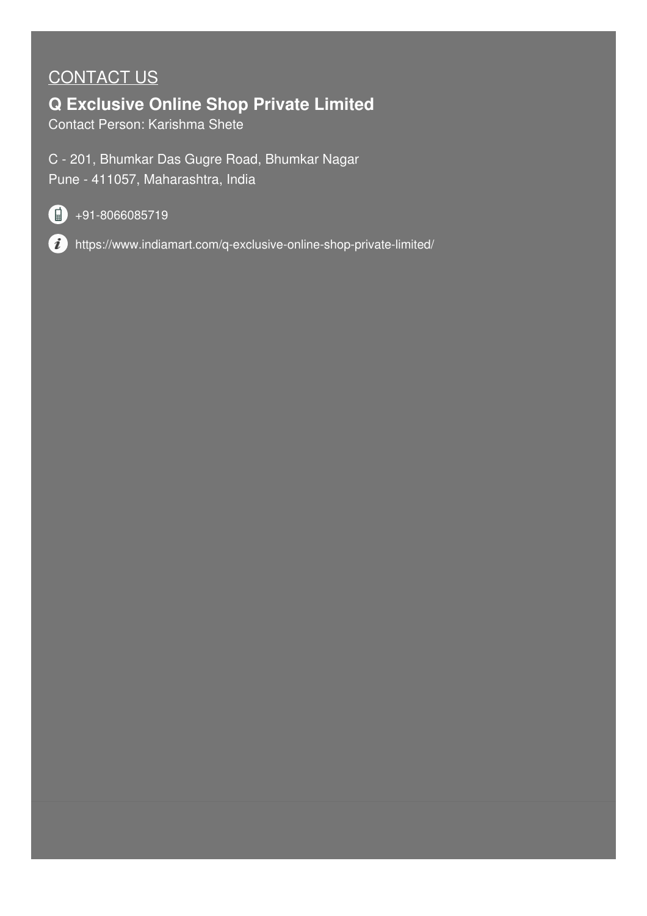## CONTACT US

### Q Exclusive Online Shop Private Limited

Contact Person: Karishma Shete

C - 201, Bhumkar Das Gugre Road, Bhumkar Nagar
Pune - 411057, Maharashtra, India

+91-8066085719

https://www.indiamart.com/q-exclusive-online-shop-private-limited/